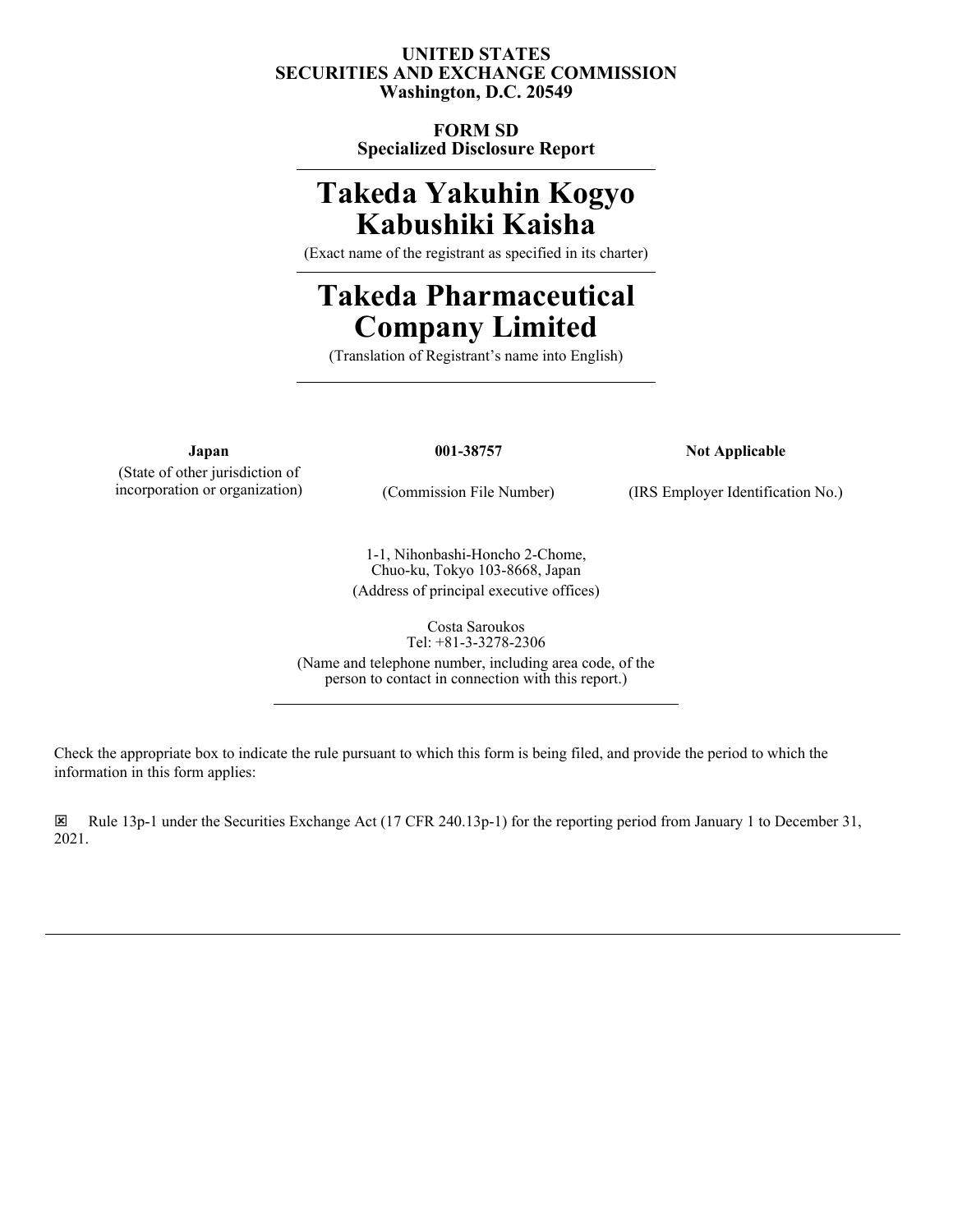**UNITED STATES**
**SECURITIES AND EXCHANGE COMMISSION**
**Washington, D.C. 20549**

**FORM SD**
**Specialized Disclosure Report**

# Takeda Yakuhin Kogyo Kabushiki Kaisha

(Exact name of the registrant as specified in its charter)

# Takeda Pharmaceutical Company Limited

(Translation of Registrant's name into English)

| **Japan** | **001-38757** | **Not Applicable** |
|---|---|---|
| (State of other jurisdiction of incorporation or organization) | (Commission File Number) | (IRS Employer Identification No.) |

1-1, Nihonbashi-Honcho 2-Chome,
Chuo-ku, Tokyo 103-8668, Japan
(Address of principal executive offices)

Costa Saroukos
Tel: +81-3-3278-2306
(Name and telephone number, including area code, of the person to contact in connection with this report.)

Check the appropriate box to indicate the rule pursuant to which this form is being filed, and provide the period to which the information in this form applies:

☒ Rule 13p-1 under the Securities Exchange Act (17 CFR 240.13p-1) for the reporting period from January 1 to December 31, 2021.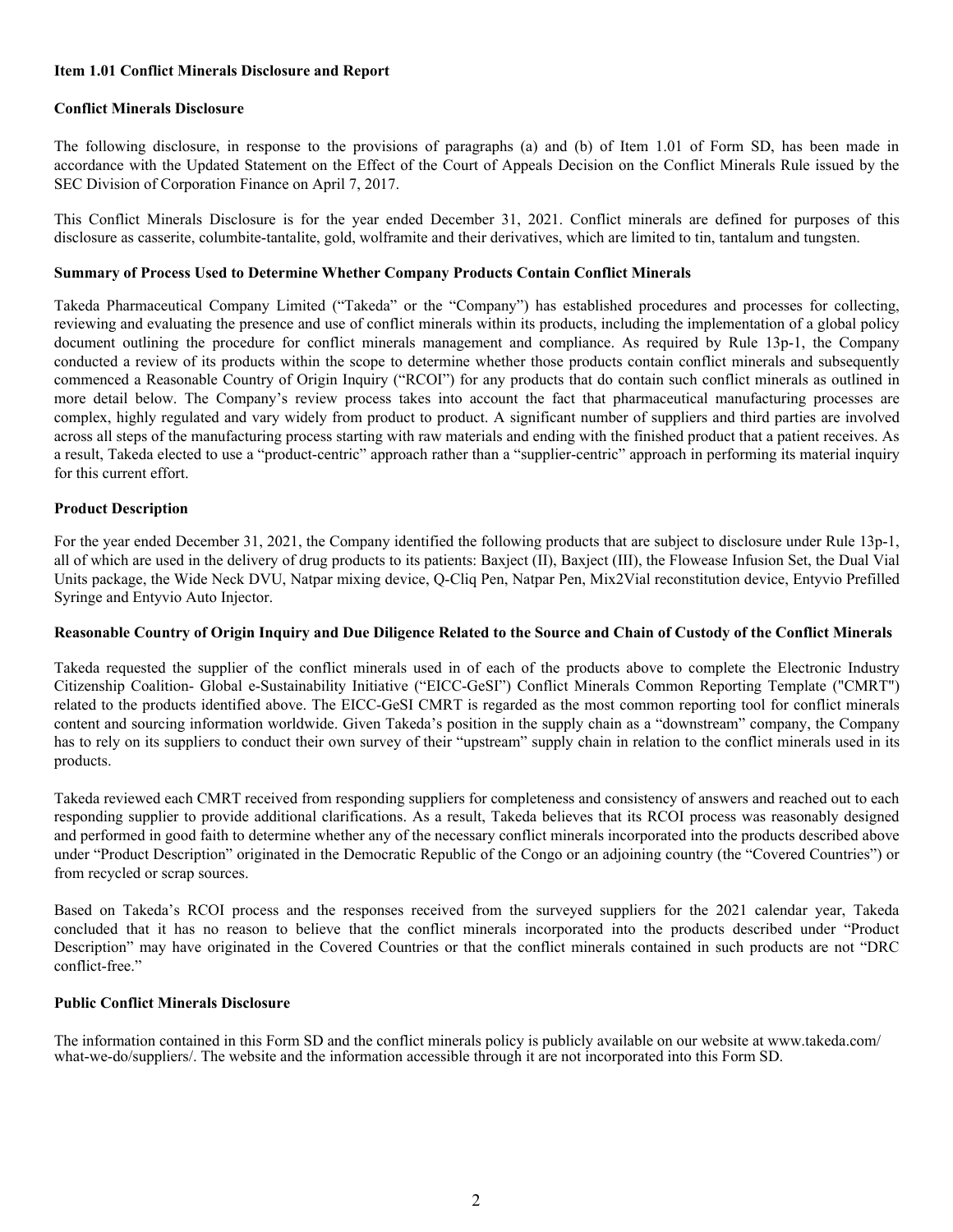**Item 1.01 Conflict Minerals Disclosure and Report**

**Conflict Minerals Disclosure**

The following disclosure, in response to the provisions of paragraphs (a) and (b) of Item 1.01 of Form SD, has been made in accordance with the Updated Statement on the Effect of the Court of Appeals Decision on the Conflict Minerals Rule issued by the SEC Division of Corporation Finance on April 7, 2017.

This Conflict Minerals Disclosure is for the year ended December 31, 2021. Conflict minerals are defined for purposes of this disclosure as casserite, columbite-tantalite, gold, wolframite and their derivatives, which are limited to tin, tantalum and tungsten.

**Summary of Process Used to Determine Whether Company Products Contain Conflict Minerals**

Takeda Pharmaceutical Company Limited ("Takeda" or the "Company") has established procedures and processes for collecting, reviewing and evaluating the presence and use of conflict minerals within its products, including the implementation of a global policy document outlining the procedure for conflict minerals management and compliance. As required by Rule 13p-1, the Company conducted a review of its products within the scope to determine whether those products contain conflict minerals and subsequently commenced a Reasonable Country of Origin Inquiry ("RCOI") for any products that do contain such conflict minerals as outlined in more detail below. The Company's review process takes into account the fact that pharmaceutical manufacturing processes are complex, highly regulated and vary widely from product to product. A significant number of suppliers and third parties are involved across all steps of the manufacturing process starting with raw materials and ending with the finished product that a patient receives. As a result, Takeda elected to use a "product-centric" approach rather than a "supplier-centric" approach in performing its material inquiry for this current effort.

**Product Description**

For the year ended December 31, 2021, the Company identified the following products that are subject to disclosure under Rule 13p-1, all of which are used in the delivery of drug products to its patients: Baxject (II), Baxject (III), the Flowease Infusion Set, the Dual Vial Units package, the Wide Neck DVU, Natpar mixing device, Q-Cliq Pen, Natpar Pen, Mix2Vial reconstitution device, Entyvio Prefilled Syringe and Entyvio Auto Injector.

**Reasonable Country of Origin Inquiry and Due Diligence Related to the Source and Chain of Custody of the Conflict Minerals**

Takeda requested the supplier of the conflict minerals used in of each of the products above to complete the Electronic Industry Citizenship Coalition- Global e-Sustainability Initiative ("EICC-GeSI") Conflict Minerals Common Reporting Template ("CMRT") related to the products identified above. The EICC-GeSI CMRT is regarded as the most common reporting tool for conflict minerals content and sourcing information worldwide. Given Takeda's position in the supply chain as a "downstream" company, the Company has to rely on its suppliers to conduct their own survey of their "upstream" supply chain in relation to the conflict minerals used in its products.

Takeda reviewed each CMRT received from responding suppliers for completeness and consistency of answers and reached out to each responding supplier to provide additional clarifications. As a result, Takeda believes that its RCOI process was reasonably designed and performed in good faith to determine whether any of the necessary conflict minerals incorporated into the products described above under "Product Description" originated in the Democratic Republic of the Congo or an adjoining country (the "Covered Countries") or from recycled or scrap sources.

Based on Takeda's RCOI process and the responses received from the surveyed suppliers for the 2021 calendar year, Takeda concluded that it has no reason to believe that the conflict minerals incorporated into the products described under "Product Description" may have originated in the Covered Countries or that the conflict minerals contained in such products are not "DRC conflict-free."

**Public Conflict Minerals Disclosure**

The information contained in this Form SD and the conflict minerals policy is publicly available on our website at www.takeda.com/what-we-do/suppliers/. The website and the information accessible through it are not incorporated into this Form SD.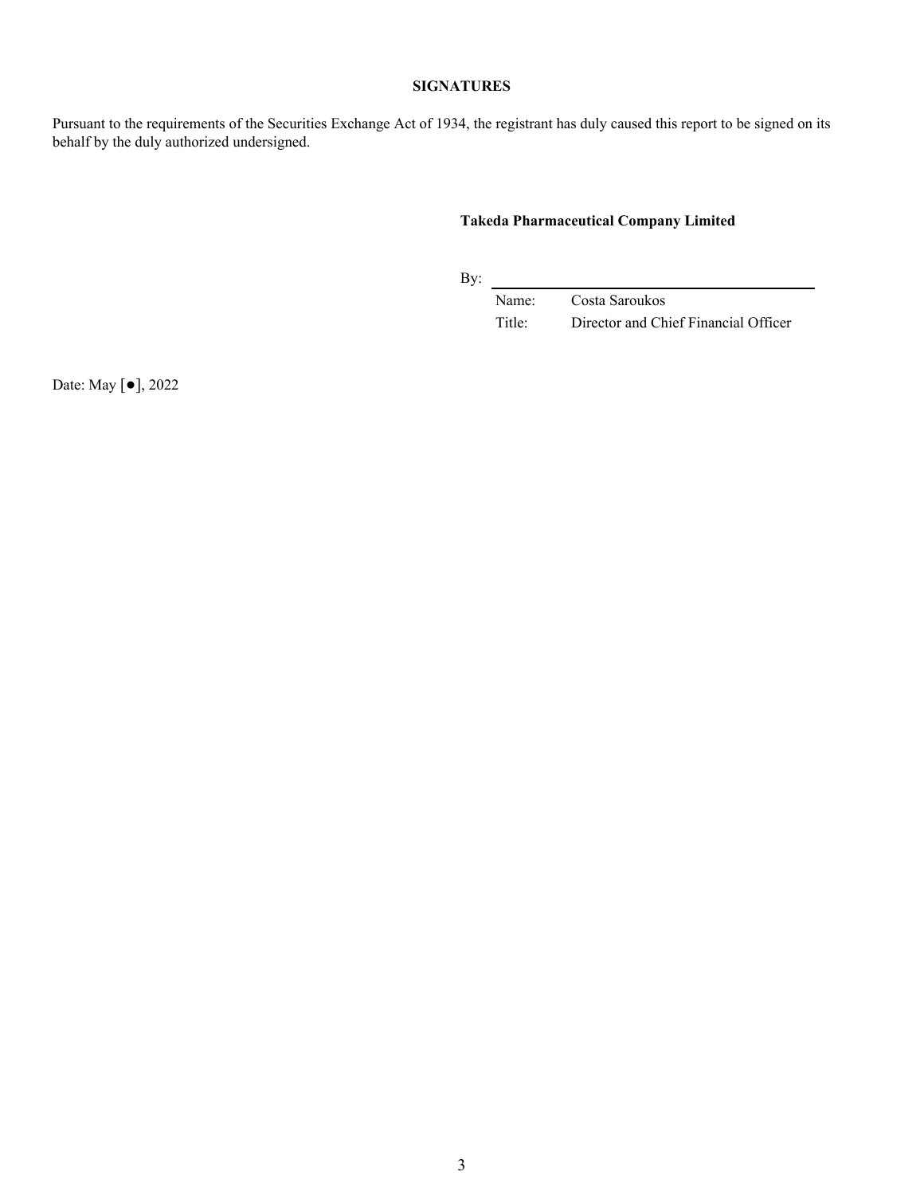**SIGNATURES**

Pursuant to the requirements of the Securities Exchange Act of 1934, the registrant has duly caused this report to be signed on its behalf by the duly authorized undersigned.

**Takeda Pharmaceutical Company Limited**

By: \_\_\_\_\_\_\_\_\_\_\_\_\_\_\_\_\_\_\_\_\_\_\_\_\_\_\_\_\_\_\_\_

| | |
|---|---|
| Name: | Costa Saroukos |
| Title: | Director and Chief Financial Officer |

Date: May [●], 2022